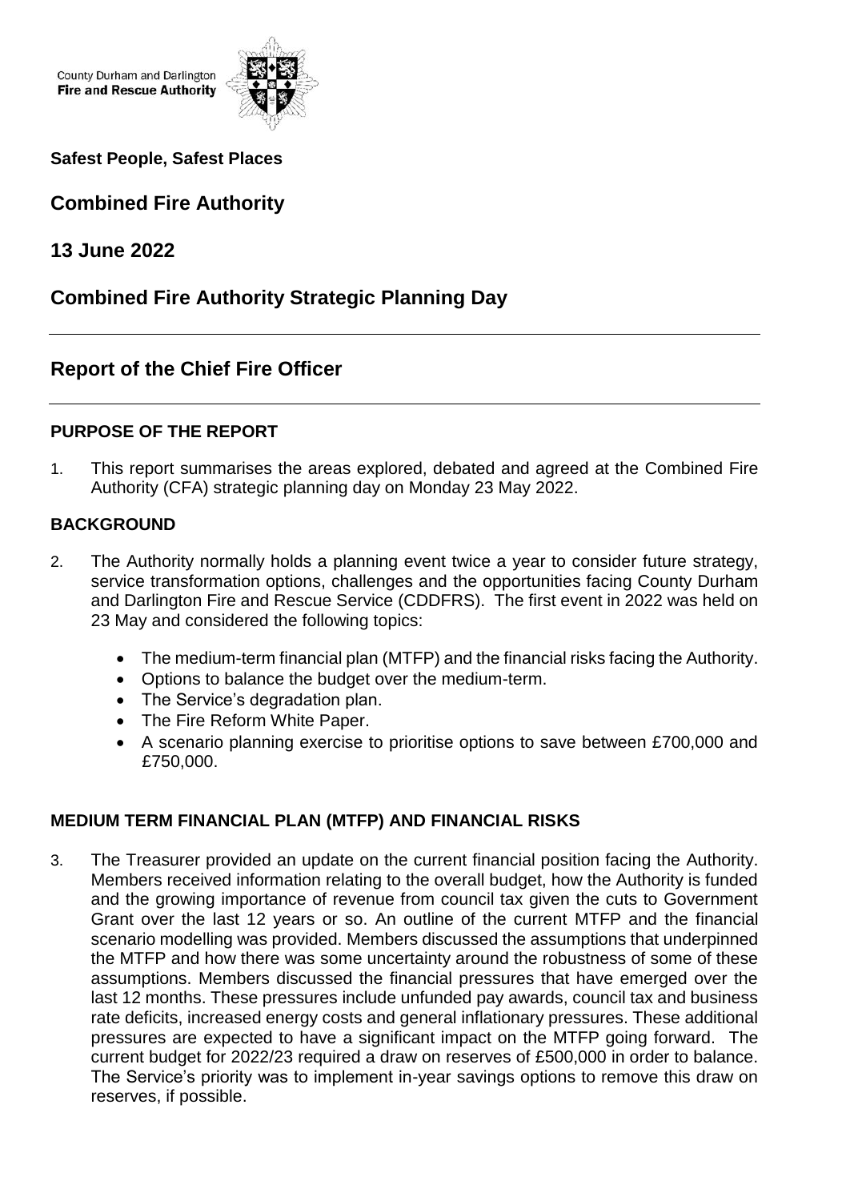County Durham and Darlington
**Fire and Rescue Authority**

**Safest People, Safest Places**

## Combined Fire Authority

## 13 June 2022

## Combined Fire Authority Strategic Planning Day

---

## Report of the Chief Fire Officer

---

### PURPOSE OF THE REPORT

1. This report summarises the areas explored, debated and agreed at the Combined Fire Authority (CFA) strategic planning day on Monday 23 May 2022.

### BACKGROUND

2. The Authority normally holds a planning event twice a year to consider future strategy, service transformation options, challenges and the opportunities facing County Durham and Darlington Fire and Rescue Service (CDDFRS). The first event in 2022 was held on 23 May and considered the following topics:

   - The medium-term financial plan (MTFP) and the financial risks facing the Authority.
   - Options to balance the budget over the medium-term.
   - The Service's degradation plan.
   - The Fire Reform White Paper.
   - A scenario planning exercise to prioritise options to save between £700,000 and £750,000.

### MEDIUM TERM FINANCIAL PLAN (MTFP) AND FINANCIAL RISKS

3. The Treasurer provided an update on the current financial position facing the Authority. Members received information relating to the overall budget, how the Authority is funded and the growing importance of revenue from council tax given the cuts to Government Grant over the last 12 years or so. An outline of the current MTFP and the financial scenario modelling was provided. Members discussed the assumptions that underpinned the MTFP and how there was some uncertainty around the robustness of some of these assumptions. Members discussed the financial pressures that have emerged over the last 12 months. These pressures include unfunded pay awards, council tax and business rate deficits, increased energy costs and general inflationary pressures. These additional pressures are expected to have a significant impact on the MTFP going forward. The current budget for 2022/23 required a draw on reserves of £500,000 in order to balance. The Service's priority was to implement in-year savings options to remove this draw on reserves, if possible.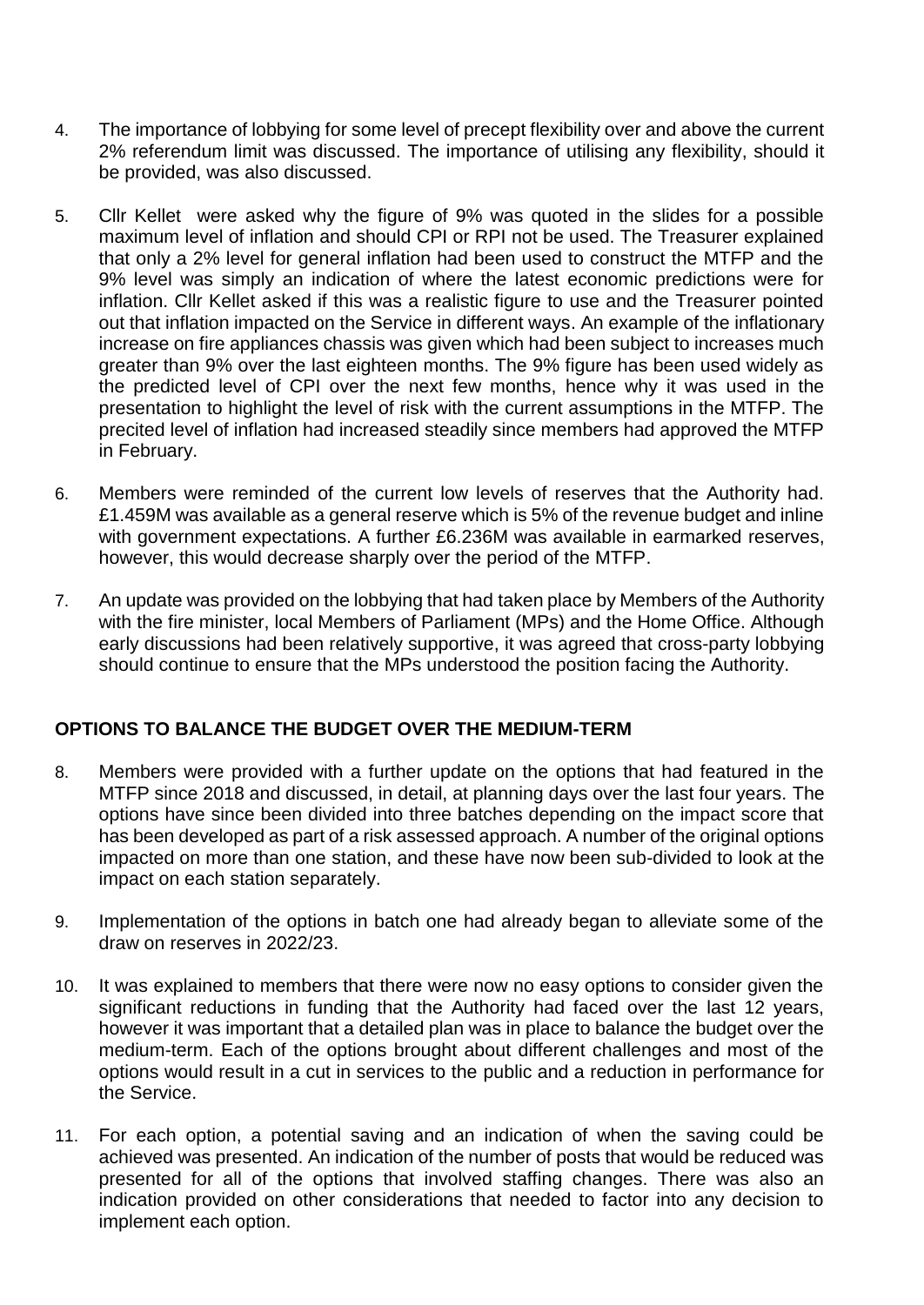4. The importance of lobbying for some level of precept flexibility over and above the current 2% referendum limit was discussed. The importance of utilising any flexibility, should it be provided, was also discussed.

5. Cllr Kellet were asked why the figure of 9% was quoted in the slides for a possible maximum level of inflation and should CPI or RPI not be used. The Treasurer explained that only a 2% level for general inflation had been used to construct the MTFP and the 9% level was simply an indication of where the latest economic predictions were for inflation. Cllr Kellet asked if this was a realistic figure to use and the Treasurer pointed out that inflation impacted on the Service in different ways. An example of the inflationary increase on fire appliances chassis was given which had been subject to increases much greater than 9% over the last eighteen months. The 9% figure has been used widely as the predicted level of CPI over the next few months, hence why it was used in the presentation to highlight the level of risk with the current assumptions in the MTFP. The precited level of inflation had increased steadily since members had approved the MTFP in February.

6. Members were reminded of the current low levels of reserves that the Authority had. £1.459M was available as a general reserve which is 5% of the revenue budget and inline with government expectations. A further £6.236M was available in earmarked reserves, however, this would decrease sharply over the period of the MTFP.

7. An update was provided on the lobbying that had taken place by Members of the Authority with the fire minister, local Members of Parliament (MPs) and the Home Office. Although early discussions had been relatively supportive, it was agreed that cross-party lobbying should continue to ensure that the MPs understood the position facing the Authority.

## OPTIONS TO BALANCE THE BUDGET OVER THE MEDIUM-TERM

8. Members were provided with a further update on the options that had featured in the MTFP since 2018 and discussed, in detail, at planning days over the last four years. The options have since been divided into three batches depending on the impact score that has been developed as part of a risk assessed approach. A number of the original options impacted on more than one station, and these have now been sub-divided to look at the impact on each station separately.

9. Implementation of the options in batch one had already began to alleviate some of the draw on reserves in 2022/23.

10. It was explained to members that there were now no easy options to consider given the significant reductions in funding that the Authority had faced over the last 12 years, however it was important that a detailed plan was in place to balance the budget over the medium-term. Each of the options brought about different challenges and most of the options would result in a cut in services to the public and a reduction in performance for the Service.

11. For each option, a potential saving and an indication of when the saving could be achieved was presented. An indication of the number of posts that would be reduced was presented for all of the options that involved staffing changes. There was also an indication provided on other considerations that needed to factor into any decision to implement each option.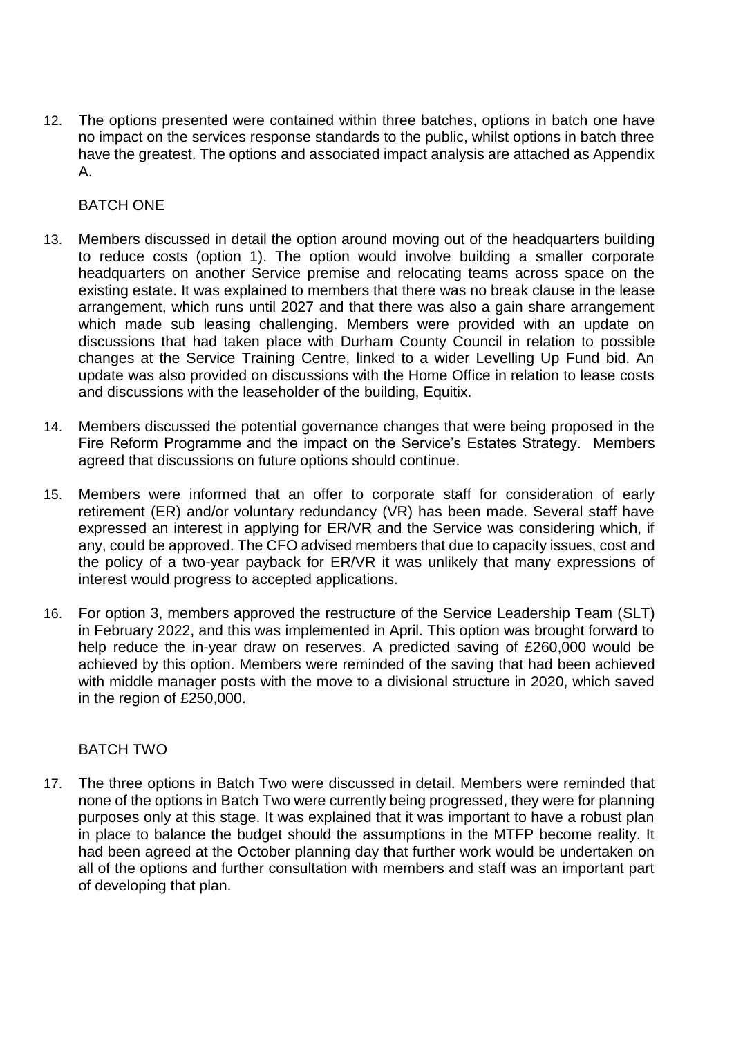12. The options presented were contained within three batches, options in batch one have no impact on the services response standards to the public, whilst options in batch three have the greatest. The options and associated impact analysis are attached as Appendix A.

### BATCH ONE

13. Members discussed in detail the option around moving out of the headquarters building to reduce costs (option 1). The option would involve building a smaller corporate headquarters on another Service premise and relocating teams across space on the existing estate. It was explained to members that there was no break clause in the lease arrangement, which runs until 2027 and that there was also a gain share arrangement which made sub leasing challenging. Members were provided with an update on discussions that had taken place with Durham County Council in relation to possible changes at the Service Training Centre, linked to a wider Levelling Up Fund bid. An update was also provided on discussions with the Home Office in relation to lease costs and discussions with the leaseholder of the building, Equitix.

14. Members discussed the potential governance changes that were being proposed in the Fire Reform Programme and the impact on the Service's Estates Strategy. Members agreed that discussions on future options should continue.

15. Members were informed that an offer to corporate staff for consideration of early retirement (ER) and/or voluntary redundancy (VR) has been made. Several staff have expressed an interest in applying for ER/VR and the Service was considering which, if any, could be approved. The CFO advised members that due to capacity issues, cost and the policy of a two-year payback for ER/VR it was unlikely that many expressions of interest would progress to accepted applications.

16. For option 3, members approved the restructure of the Service Leadership Team (SLT) in February 2022, and this was implemented in April. This option was brought forward to help reduce the in-year draw on reserves. A predicted saving of £260,000 would be achieved by this option. Members were reminded of the saving that had been achieved with middle manager posts with the move to a divisional structure in 2020, which saved in the region of £250,000.

### BATCH TWO

17. The three options in Batch Two were discussed in detail. Members were reminded that none of the options in Batch Two were currently being progressed, they were for planning purposes only at this stage. It was explained that it was important to have a robust plan in place to balance the budget should the assumptions in the MTFP become reality. It had been agreed at the October planning day that further work would be undertaken on all of the options and further consultation with members and staff was an important part of developing that plan.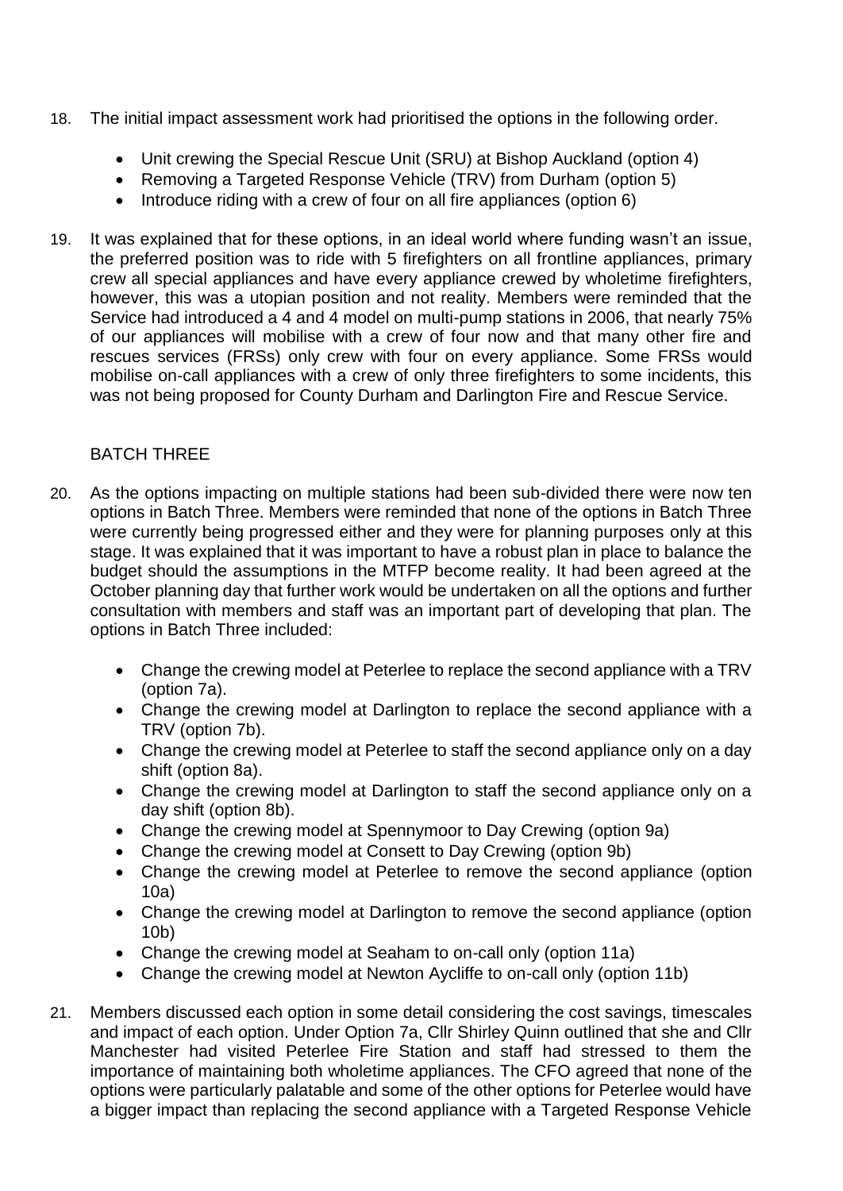18. The initial impact assessment work had prioritised the options in the following order.

    - Unit crewing the Special Rescue Unit (SRU) at Bishop Auckland (option 4)
    - Removing a Targeted Response Vehicle (TRV) from Durham (option 5)
    - Introduce riding with a crew of four on all fire appliances (option 6)

19. It was explained that for these options, in an ideal world where funding wasn't an issue, the preferred position was to ride with 5 firefighters on all frontline appliances, primary crew all special appliances and have every appliance crewed by wholetime firefighters, however, this was a utopian position and not reality. Members were reminded that the Service had introduced a 4 and 4 model on multi-pump stations in 2006, that nearly 75% of our appliances will mobilise with a crew of four now and that many other fire and rescues services (FRSs) only crew with four on every appliance. Some FRSs would mobilise on-call appliances with a crew of only three firefighters to some incidents, this was not being proposed for County Durham and Darlington Fire and Rescue Service.

BATCH THREE

20. As the options impacting on multiple stations had been sub-divided there were now ten options in Batch Three. Members were reminded that none of the options in Batch Three were currently being progressed either and they were for planning purposes only at this stage. It was explained that it was important to have a robust plan in place to balance the budget should the assumptions in the MTFP become reality. It had been agreed at the October planning day that further work would be undertaken on all the options and further consultation with members and staff was an important part of developing that plan. The options in Batch Three included:

    - Change the crewing model at Peterlee to replace the second appliance with a TRV (option 7a).
    - Change the crewing model at Darlington to replace the second appliance with a TRV (option 7b).
    - Change the crewing model at Peterlee to staff the second appliance only on a day shift (option 8a).
    - Change the crewing model at Darlington to staff the second appliance only on a day shift (option 8b).
    - Change the crewing model at Spennymoor to Day Crewing (option 9a)
    - Change the crewing model at Consett to Day Crewing (option 9b)
    - Change the crewing model at Peterlee to remove the second appliance (option 10a)
    - Change the crewing model at Darlington to remove the second appliance (option 10b)
    - Change the crewing model at Seaham to on-call only (option 11a)
    - Change the crewing model at Newton Aycliffe to on-call only (option 11b)

21. Members discussed each option in some detail considering the cost savings, timescales and impact of each option. Under Option 7a, Cllr Shirley Quinn outlined that she and Cllr Manchester had visited Peterlee Fire Station and staff had stressed to them the importance of maintaining both wholetime appliances. The CFO agreed that none of the options were particularly palatable and some of the other options for Peterlee would have a bigger impact than replacing the second appliance with a Targeted Response Vehicle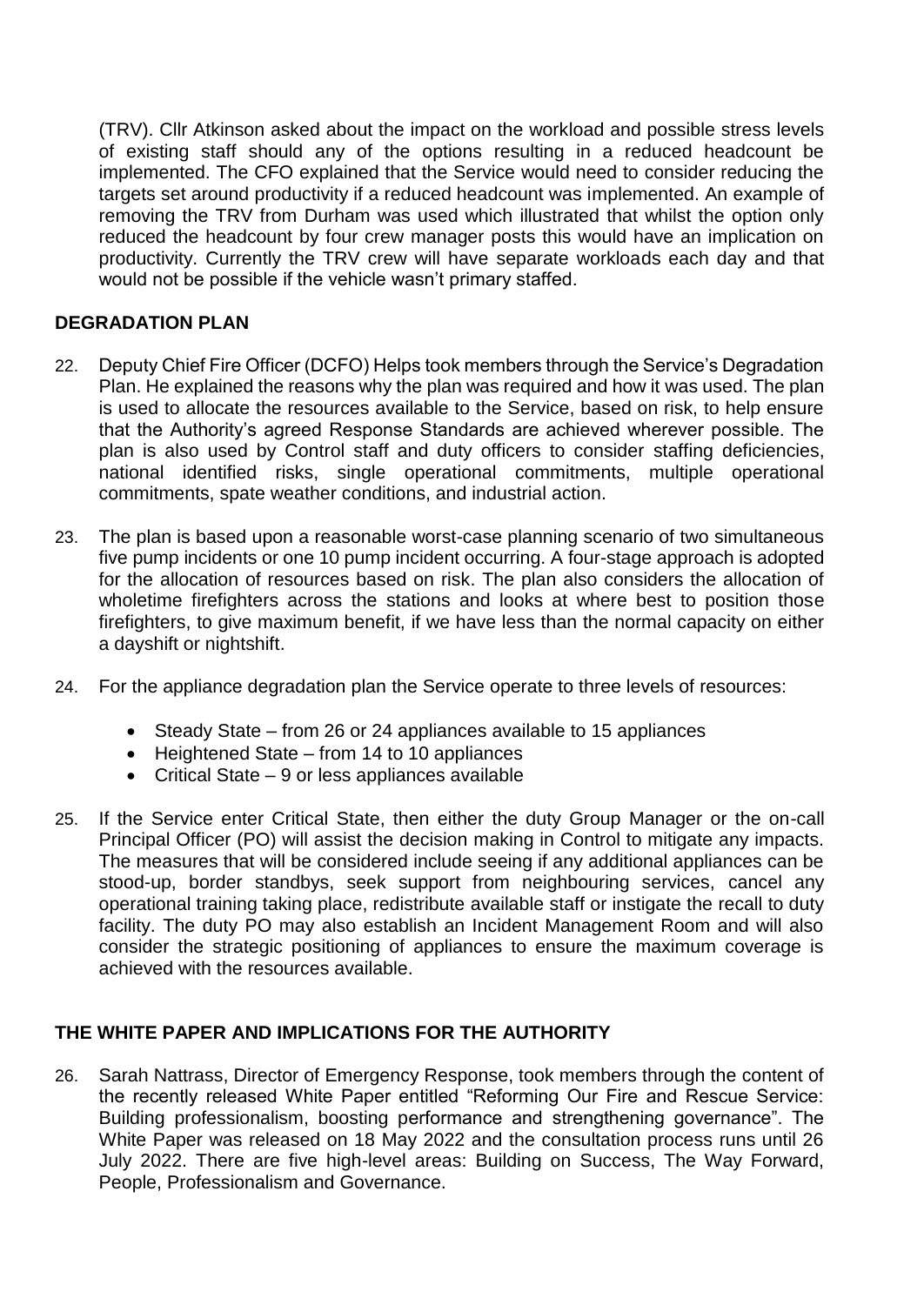(TRV). Cllr Atkinson asked about the impact on the workload and possible stress levels of existing staff should any of the options resulting in a reduced headcount be implemented. The CFO explained that the Service would need to consider reducing the targets set around productivity if a reduced headcount was implemented. An example of removing the TRV from Durham was used which illustrated that whilst the option only reduced the headcount by four crew manager posts this would have an implication on productivity. Currently the TRV crew will have separate workloads each day and that would not be possible if the vehicle wasn't primary staffed.

## DEGRADATION PLAN

22. Deputy Chief Fire Officer (DCFO) Helps took members through the Service's Degradation Plan. He explained the reasons why the plan was required and how it was used. The plan is used to allocate the resources available to the Service, based on risk, to help ensure that the Authority's agreed Response Standards are achieved wherever possible. The plan is also used by Control staff and duty officers to consider staffing deficiencies, national identified risks, single operational commitments, multiple operational commitments, spate weather conditions, and industrial action.

23. The plan is based upon a reasonable worst-case planning scenario of two simultaneous five pump incidents or one 10 pump incident occurring. A four-stage approach is adopted for the allocation of resources based on risk. The plan also considers the allocation of wholetime firefighters across the stations and looks at where best to position those firefighters, to give maximum benefit, if we have less than the normal capacity on either a dayshift or nightshift.

24. For the appliance degradation plan the Service operate to three levels of resources:

    - Steady State – from 26 or 24 appliances available to 15 appliances
    - Heightened State – from 14 to 10 appliances
    - Critical State – 9 or less appliances available

25. If the Service enter Critical State, then either the duty Group Manager or the on-call Principal Officer (PO) will assist the decision making in Control to mitigate any impacts. The measures that will be considered include seeing if any additional appliances can be stood-up, border standbys, seek support from neighbouring services, cancel any operational training taking place, redistribute available staff or instigate the recall to duty facility. The duty PO may also establish an Incident Management Room and will also consider the strategic positioning of appliances to ensure the maximum coverage is achieved with the resources available.

## THE WHITE PAPER AND IMPLICATIONS FOR THE AUTHORITY

26. Sarah Nattrass, Director of Emergency Response, took members through the content of the recently released White Paper entitled "Reforming Our Fire and Rescue Service: Building professionalism, boosting performance and strengthening governance". The White Paper was released on 18 May 2022 and the consultation process runs until 26 July 2022. There are five high-level areas: Building on Success, The Way Forward, People, Professionalism and Governance.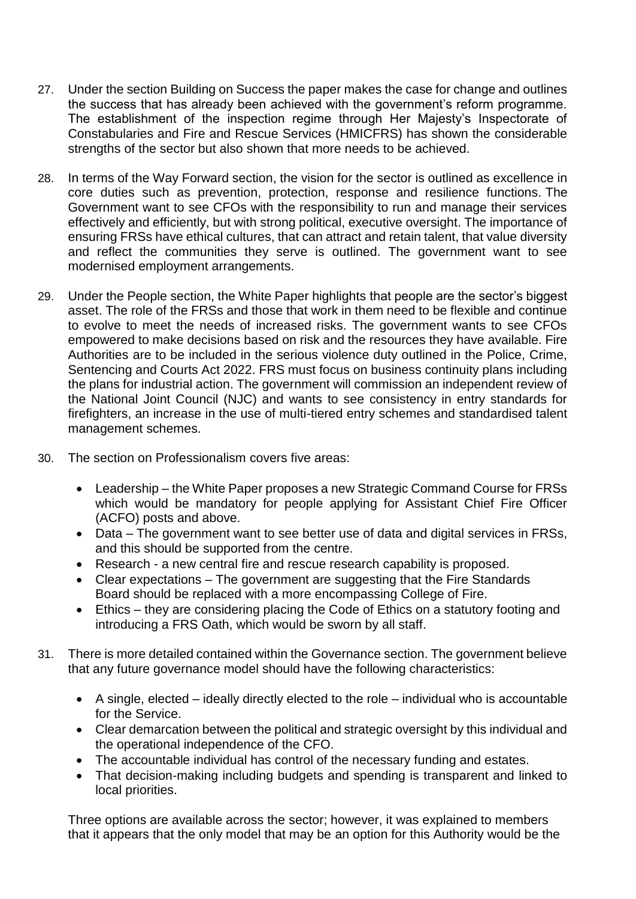27. Under the section Building on Success the paper makes the case for change and outlines the success that has already been achieved with the government's reform programme. The establishment of the inspection regime through Her Majesty's Inspectorate of Constabularies and Fire and Rescue Services (HMICFRS) has shown the considerable strengths of the sector but also shown that more needs to be achieved.

28. In terms of the Way Forward section, the vision for the sector is outlined as excellence in core duties such as prevention, protection, response and resilience functions. The Government want to see CFOs with the responsibility to run and manage their services effectively and efficiently, but with strong political, executive oversight. The importance of ensuring FRSs have ethical cultures, that can attract and retain talent, that value diversity and reflect the communities they serve is outlined. The government want to see modernised employment arrangements.

29. Under the People section, the White Paper highlights that people are the sector's biggest asset. The role of the FRSs and those that work in them need to be flexible and continue to evolve to meet the needs of increased risks. The government wants to see CFOs empowered to make decisions based on risk and the resources they have available. Fire Authorities are to be included in the serious violence duty outlined in the Police, Crime, Sentencing and Courts Act 2022. FRS must focus on business continuity plans including the plans for industrial action. The government will commission an independent review of the National Joint Council (NJC) and wants to see consistency in entry standards for firefighters, an increase in the use of multi-tiered entry schemes and standardised talent management schemes.

30. The section on Professionalism covers five areas:

    - Leadership – the White Paper proposes a new Strategic Command Course for FRSs which would be mandatory for people applying for Assistant Chief Fire Officer (ACFO) posts and above.
    - Data – The government want to see better use of data and digital services in FRSs, and this should be supported from the centre.
    - Research - a new central fire and rescue research capability is proposed.
    - Clear expectations – The government are suggesting that the Fire Standards Board should be replaced with a more encompassing College of Fire.
    - Ethics – they are considering placing the Code of Ethics on a statutory footing and introducing a FRS Oath, which would be sworn by all staff.

31. There is more detailed contained within the Governance section. The government believe that any future governance model should have the following characteristics:

    - A single, elected – ideally directly elected to the role – individual who is accountable for the Service.
    - Clear demarcation between the political and strategic oversight by this individual and the operational independence of the CFO.
    - The accountable individual has control of the necessary funding and estates.
    - That decision-making including budgets and spending is transparent and linked to local priorities.

    Three options are available across the sector; however, it was explained to members that it appears that the only model that may be an option for this Authority would be the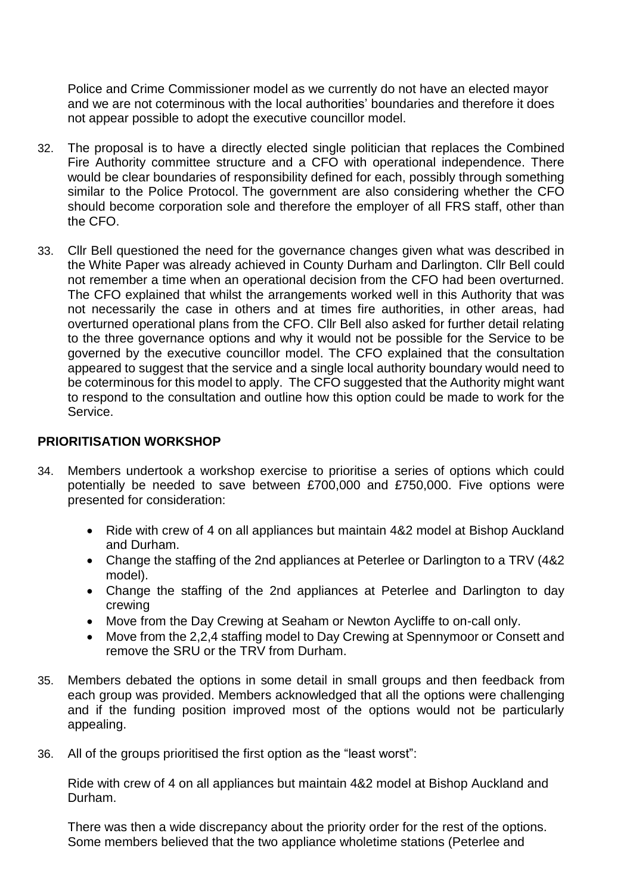Police and Crime Commissioner model as we currently do not have an elected mayor and we are not coterminous with the local authorities' boundaries and therefore it does not appear possible to adopt the executive councillor model.

32. The proposal is to have a directly elected single politician that replaces the Combined Fire Authority committee structure and a CFO with operational independence. There would be clear boundaries of responsibility defined for each, possibly through something similar to the Police Protocol. The government are also considering whether the CFO should become corporation sole and therefore the employer of all FRS staff, other than the CFO.

33. Cllr Bell questioned the need for the governance changes given what was described in the White Paper was already achieved in County Durham and Darlington. Cllr Bell could not remember a time when an operational decision from the CFO had been overturned. The CFO explained that whilst the arrangements worked well in this Authority that was not necessarily the case in others and at times fire authorities, in other areas, had overturned operational plans from the CFO. Cllr Bell also asked for further detail relating to the three governance options and why it would not be possible for the Service to be governed by the executive councillor model. The CFO explained that the consultation appeared to suggest that the service and a single local authority boundary would need to be coterminous for this model to apply. The CFO suggested that the Authority might want to respond to the consultation and outline how this option could be made to work for the Service.

## PRIORITISATION WORKSHOP

34. Members undertook a workshop exercise to prioritise a series of options which could potentially be needed to save between £700,000 and £750,000. Five options were presented for consideration:

    - Ride with crew of 4 on all appliances but maintain 4&2 model at Bishop Auckland and Durham.
    - Change the staffing of the 2nd appliances at Peterlee or Darlington to a TRV (4&2 model).
    - Change the staffing of the 2nd appliances at Peterlee and Darlington to day crewing
    - Move from the Day Crewing at Seaham or Newton Aycliffe to on-call only.
    - Move from the 2,2,4 staffing model to Day Crewing at Spennymoor or Consett and remove the SRU or the TRV from Durham.

35. Members debated the options in some detail in small groups and then feedback from each group was provided. Members acknowledged that all the options were challenging and if the funding position improved most of the options would not be particularly appealing.

36. All of the groups prioritised the first option as the "least worst":

    Ride with crew of 4 on all appliances but maintain 4&2 model at Bishop Auckland and Durham.

    There was then a wide discrepancy about the priority order for the rest of the options. Some members believed that the two appliance wholetime stations (Peterlee and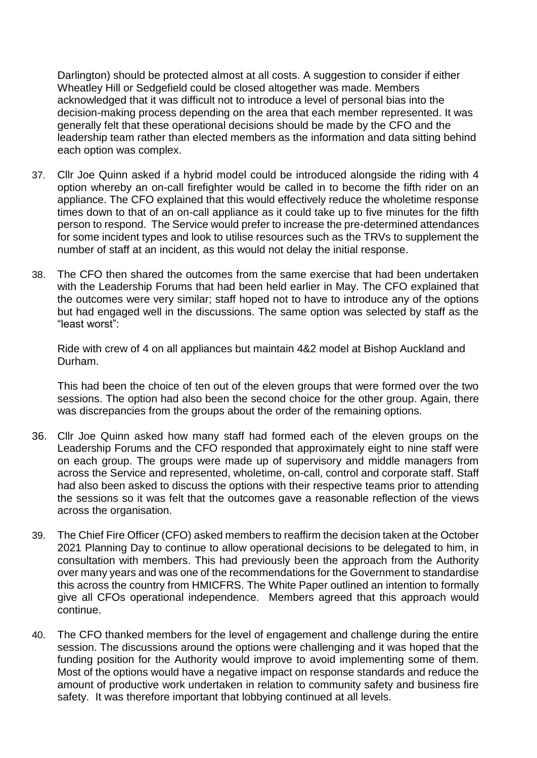Darlington) should be protected almost at all costs. A suggestion to consider if either Wheatley Hill or Sedgefield could be closed altogether was made. Members acknowledged that it was difficult not to introduce a level of personal bias into the decision-making process depending on the area that each member represented. It was generally felt that these operational decisions should be made by the CFO and the leadership team rather than elected members as the information and data sitting behind each option was complex.

37. Cllr Joe Quinn asked if a hybrid model could be introduced alongside the riding with 4 option whereby an on-call firefighter would be called in to become the fifth rider on an appliance. The CFO explained that this would effectively reduce the wholetime response times down to that of an on-call appliance as it could take up to five minutes for the fifth person to respond. The Service would prefer to increase the pre-determined attendances for some incident types and look to utilise resources such as the TRVs to supplement the number of staff at an incident, as this would not delay the initial response.

38. The CFO then shared the outcomes from the same exercise that had been undertaken with the Leadership Forums that had been held earlier in May. The CFO explained that the outcomes were very similar; staff hoped not to have to introduce any of the options but had engaged well in the discussions. The same option was selected by staff as the "least worst":

    Ride with crew of 4 on all appliances but maintain 4&2 model at Bishop Auckland and Durham.

    This had been the choice of ten out of the eleven groups that were formed over the two sessions. The option had also been the second choice for the other group. Again, there was discrepancies from the groups about the order of the remaining options.

36. Cllr Joe Quinn asked how many staff had formed each of the eleven groups on the Leadership Forums and the CFO responded that approximately eight to nine staff were on each group. The groups were made up of supervisory and middle managers from across the Service and represented, wholetime, on-call, control and corporate staff. Staff had also been asked to discuss the options with their respective teams prior to attending the sessions so it was felt that the outcomes gave a reasonable reflection of the views across the organisation.

39. The Chief Fire Officer (CFO) asked members to reaffirm the decision taken at the October 2021 Planning Day to continue to allow operational decisions to be delegated to him, in consultation with members. This had previously been the approach from the Authority over many years and was one of the recommendations for the Government to standardise this across the country from HMICFRS. The White Paper outlined an intention to formally give all CFOs operational independence. Members agreed that this approach would continue.

40. The CFO thanked members for the level of engagement and challenge during the entire session. The discussions around the options were challenging and it was hoped that the funding position for the Authority would improve to avoid implementing some of them. Most of the options would have a negative impact on response standards and reduce the amount of productive work undertaken in relation to community safety and business fire safety. It was therefore important that lobbying continued at all levels.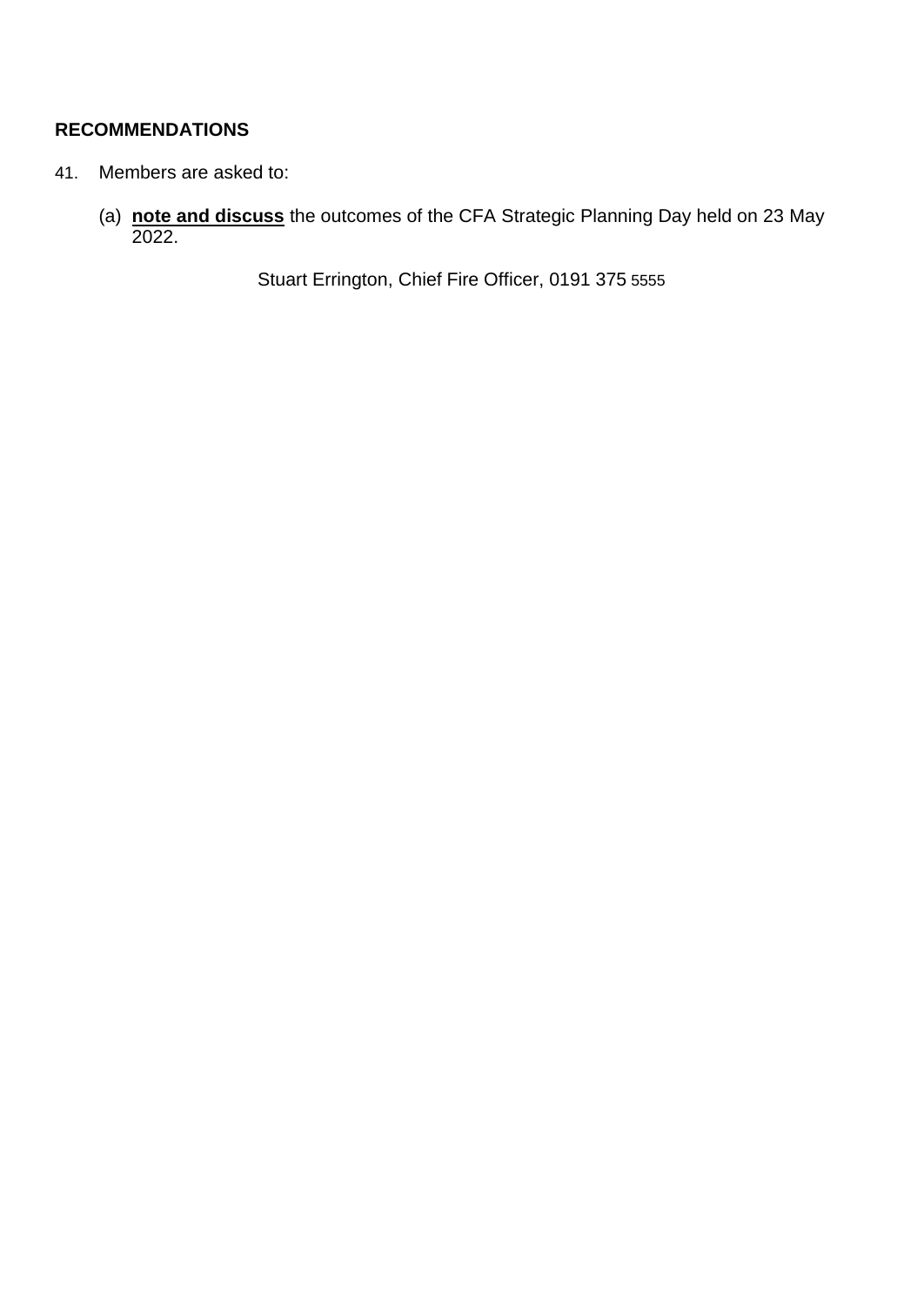## RECOMMENDATIONS

41. Members are asked to:

    (a) **note and discuss** the outcomes of the CFA Strategic Planning Day held on 23 May 2022.

Stuart Errington, Chief Fire Officer, 0191 375 5555